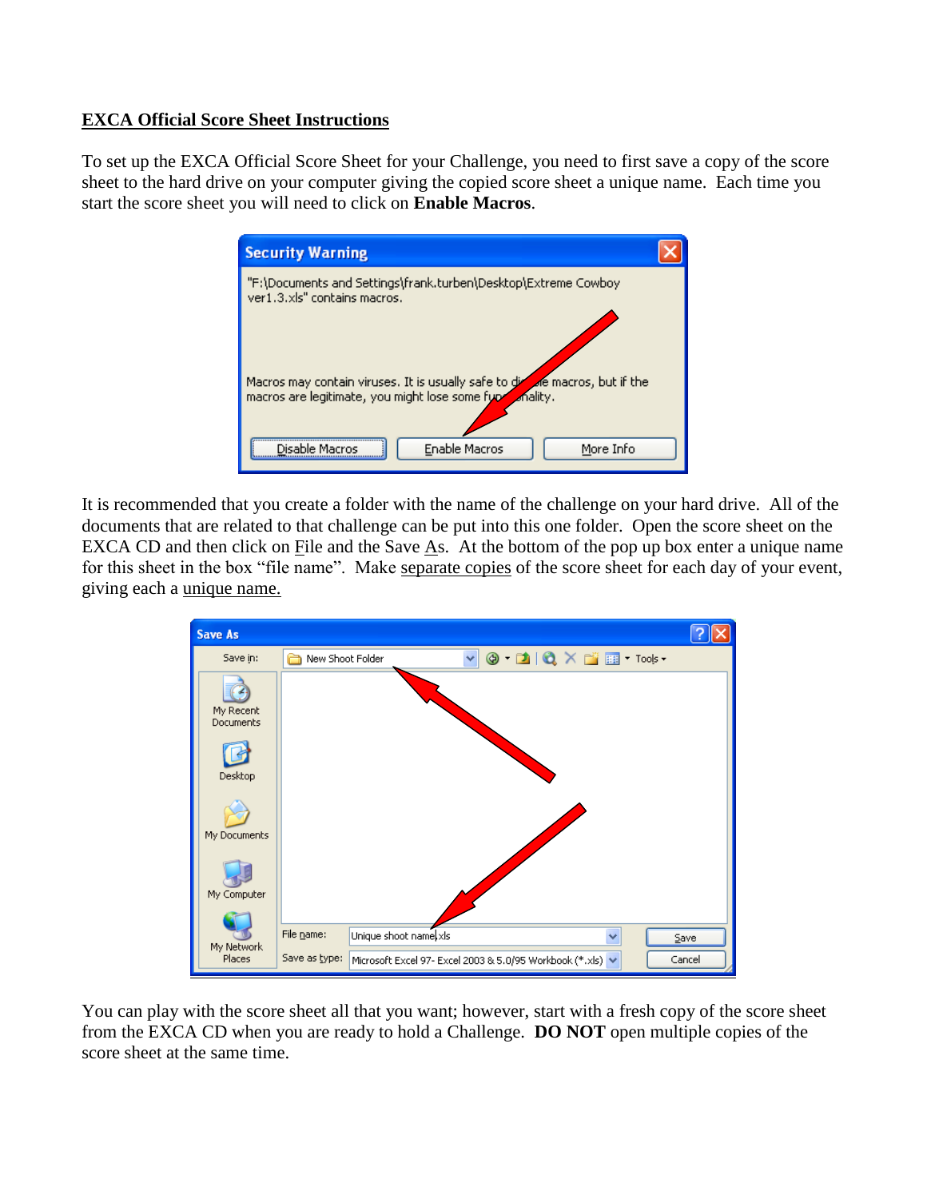# EXCA Official Score Sheet Instructions

To set up the EXCA Official Score Sheet for your Challenge, you need to first save a copy of the score sheet to the hard drive on your computer giving the copied score sheet a unique name. Each time you start the score sheet you will need to click on **Enable Macros**.

It is recommended that you create a folder with the name of the challenge on your hard drive. All of the documents that are related to that challenge can be put into this one folder. Open the score sheet on the EXCA CD and then click on File and the Save As. At the bottom of the pop up box enter a unique name for this sheet in the box "file name". Make separate copies of the score sheet for each day of your event, giving each a unique name.

You can play with the score sheet all that you want; however, start with a fresh copy of the score sheet from the EXCA CD when you are ready to hold a Challenge. **DO NOT** open multiple copies of the score sheet at the same time.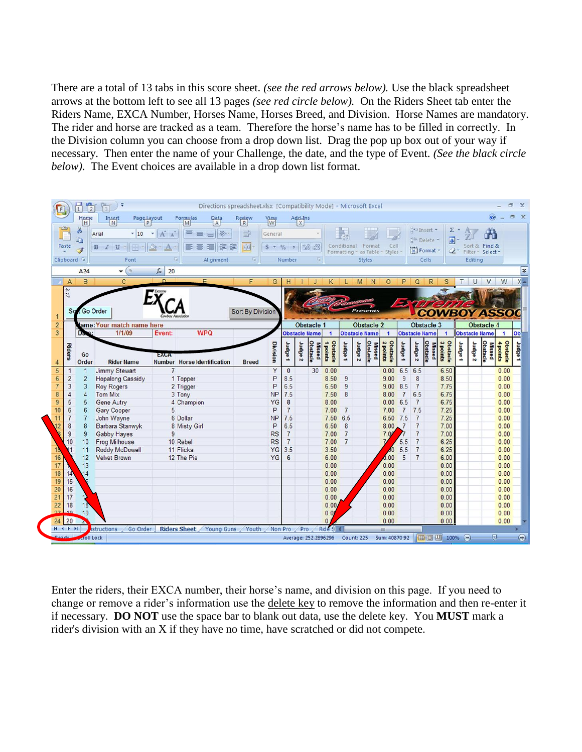There are a total of 13 tabs in this score sheet. *(see the red arrows below).* Use the black spreadsheet arrows at the bottom left to see all 13 pages *(see red circle below).* On the Riders Sheet tab enter the Riders Name, EXCA Number, Horses Name, Horses Breed, and Division. Horse Names are mandatory. The rider and horse are tracked as a team. Therefore the horse's name has to be filled in correctly. In the Division column you can choose from a drop down list. Drag the pop up box out of your way if necessary. Then enter the name of your Challenge, the date, and the type of Event. *(See the black circle below).* The Event choices are available in a drop down list format.

Enter the riders, their EXCA number, their horse's name, and division on this page. If you need to change or remove a rider's information use the delete key to remove the information and then re-enter it if necessary. **DO NOT** use the space bar to blank out data, use the delete key. You **MUST** mark a rider's division with an X if they have no time, have scratched or did not compete.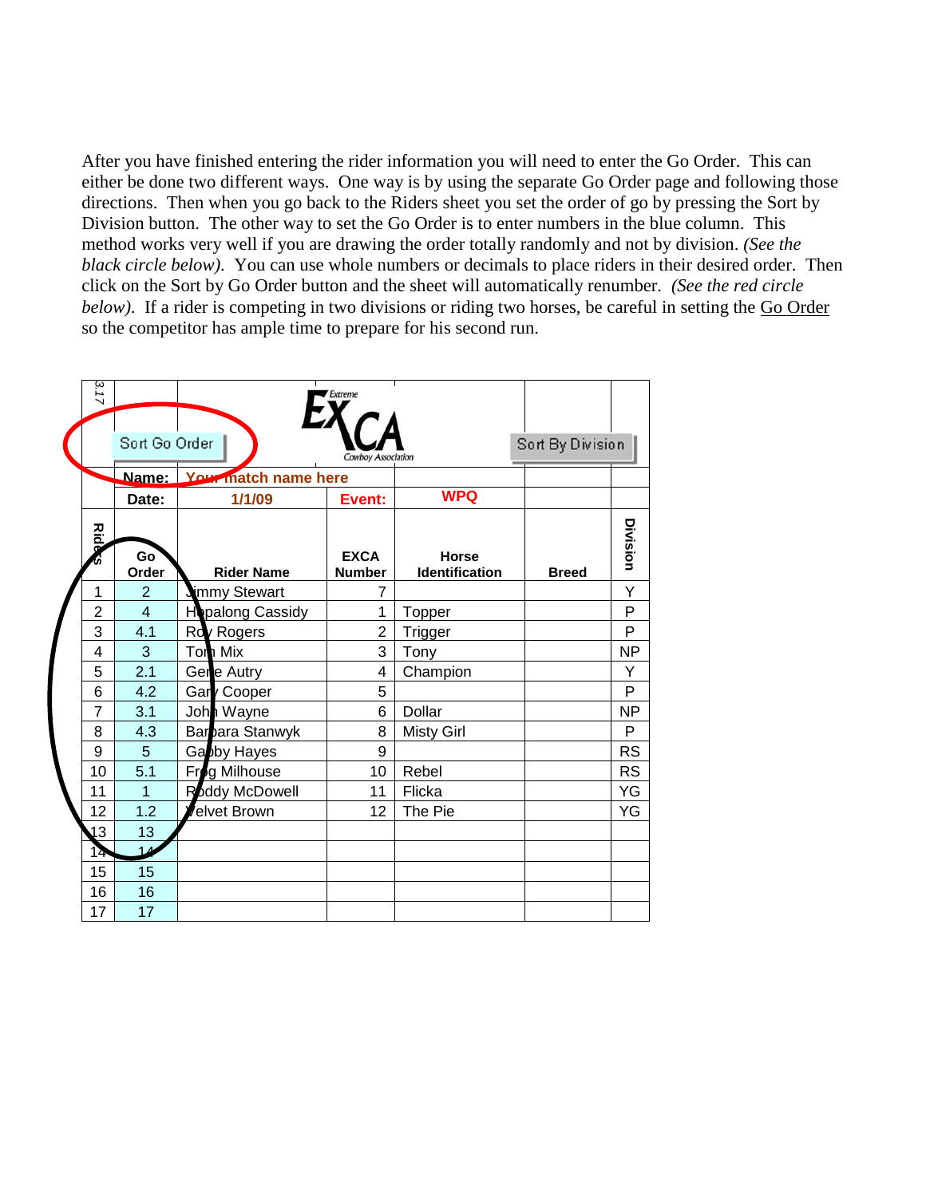After you have finished entering the rider information you will need to enter the Go Order. This can either be done two different ways. One way is by using the separate Go Order page and following those directions. Then when you go back to the Riders sheet you set the order of go by pressing the Sort by Division button. The other way to set the Go Order is to enter numbers in the blue column. This method works very well if you are drawing the order totally randomly and not by division. *(See the black circle below).* You can use whole numbers or decimals to place riders in their desired order. Then click on the Sort by Go Order button and the sheet will automatically renumber. *(See the red circle below).* If a rider is competing in two divisions or riding two horses, be careful in setting the <u>Go Order</u> so the competitor has ample time to prepare for his second run.

| 3.17 | Sort Go Order | Extreme EXCA Cowboy Association | | | Sort By Division | |
|---|---|---|---|---|---|---|
| | **Name:** | **Your match name here** | | | | |
| | **Date:** | **1/1/09** | **Event:** | **WPQ** | | |
| **Riders** | **Go Order** | **Rider Name** | **EXCA Number** | **Horse Identification** | **Breed** | **Division** |
| 1 | 2 | Jimmy Stewart | 7 | | | Y |
| 2 | 4 | Hopalong Cassidy | 1 | Topper | | P |
| 3 | 4.1 | Roy Rogers | 2 | Trigger | | P |
| 4 | 3 | Tom Mix | 3 | Tony | | NP |
| 5 | 2.1 | Gene Autry | 4 | Champion | | Y |
| 6 | 4.2 | Gary Cooper | 5 | | | P |
| 7 | 3.1 | John Wayne | 6 | Dollar | | NP |
| 8 | 4.3 | Barbara Stanwyk | 8 | Misty Girl | | P |
| 9 | 5 | Gabby Hayes | 9 | | | RS |
| 10 | 5.1 | Frog Milhouse | 10 | Rebel | | RS |
| 11 | 1 | Roddy McDowell | 11 | Flicka | | YG |
| 12 | 1.2 | Velvet Brown | 12 | The Pie | | YG |
| 13 | 13 | | | | | |
| 14 | 14 | | | | | |
| 15 | 15 | | | | | |
| 16 | 16 | | | | | |
| 17 | 17 | | | | | |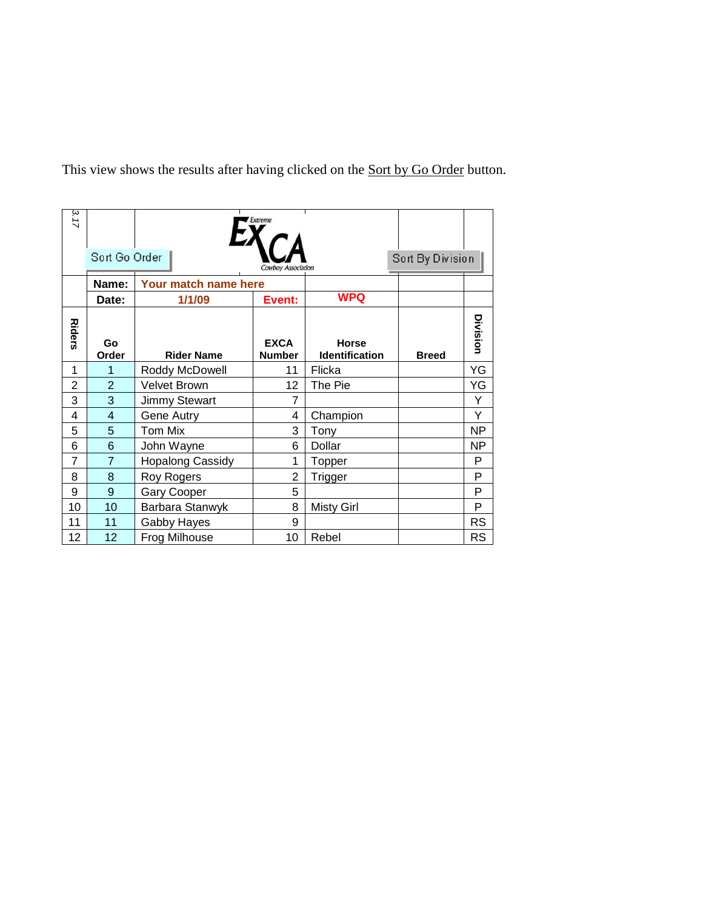This view shows the results after having clicked on the Sort by Go Order button.

| 3.17 | Sort Go Order | Extreme EXCA Cowboy Association | | | Sort By Division | |
|---|---|---|---|---|---|---|
| | **Name:** | **Your match name here** | | | | |
| | **Date:** | **1/1/09** | **Event:** | **WPQ** | | |
| **Riders** | **Go Order** | **Rider Name** | **EXCA Number** | **Horse Identification** | **Breed** | **Division** |
| 1 | 1 | Roddy McDowell | 11 | Flicka | | YG |
| 2 | 2 | Velvet Brown | 12 | The Pie | | YG |
| 3 | 3 | Jimmy Stewart | 7 | | | Y |
| 4 | 4 | Gene Autry | 4 | Champion | | Y |
| 5 | 5 | Tom Mix | 3 | Tony | | NP |
| 6 | 6 | John Wayne | 6 | Dollar | | NP |
| 7 | 7 | Hopalong Cassidy | 1 | Topper | | P |
| 8 | 8 | Roy Rogers | 2 | Trigger | | P |
| 9 | 9 | Gary Cooper | 5 | | | P |
| 10 | 10 | Barbara Stanwyk | 8 | Misty Girl | | P |
| 11 | 11 | Gabby Hayes | 9 | | | RS |
| 12 | 12 | Frog Milhouse | 10 | Rebel | | RS |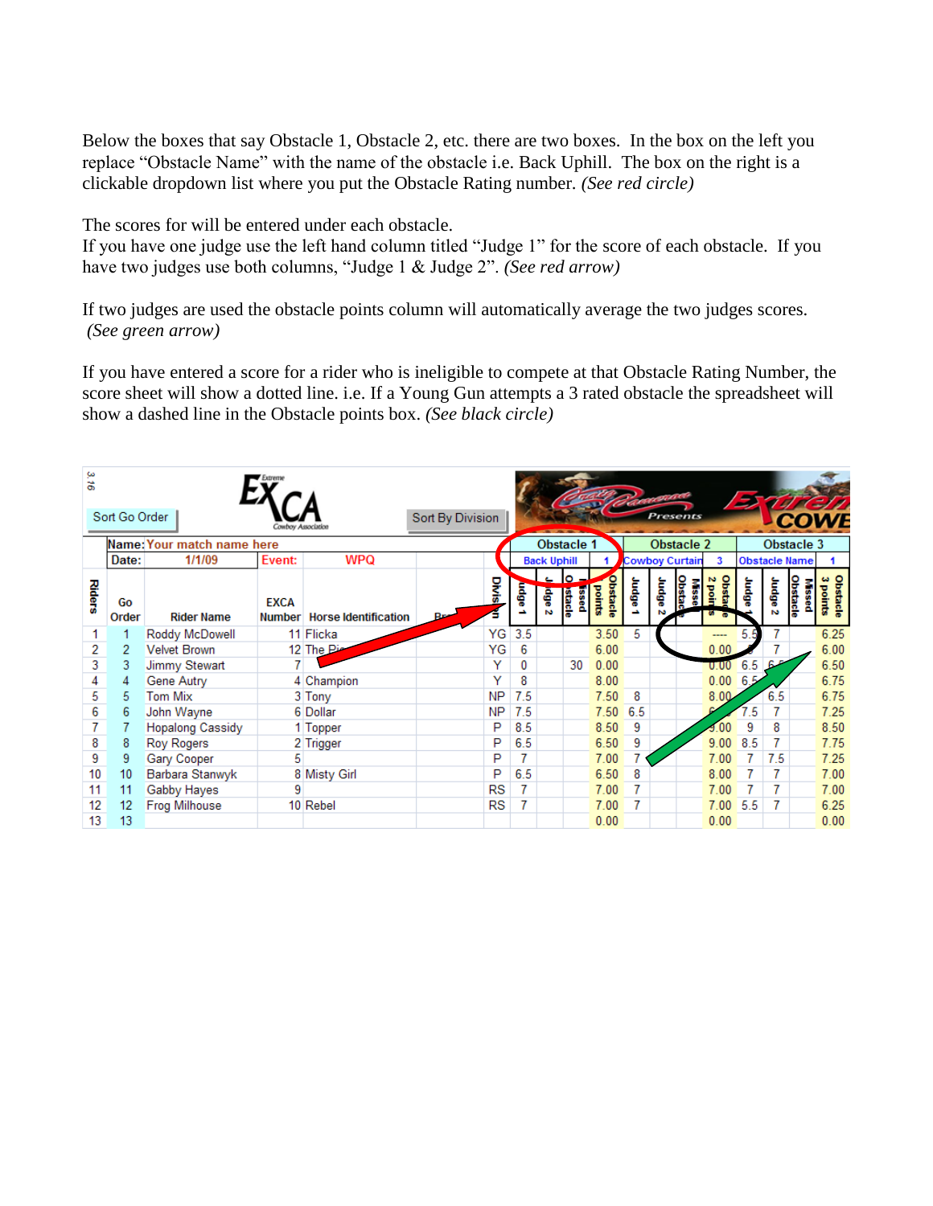Below the boxes that say Obstacle 1, Obstacle 2, etc. there are two boxes. In the box on the left you replace "Obstacle Name" with the name of the obstacle i.e. Back Uphill. The box on the right is a clickable dropdown list where you put the Obstacle Rating number. *(See red circle)*

The scores for will be entered under each obstacle.
If you have one judge use the left hand column titled "Judge 1" for the score of each obstacle. If you have two judges use both columns, "Judge 1 & Judge 2". *(See red arrow)*

If two judges are used the obstacle points column will automatically average the two judges scores. *(See green arrow)*

If you have entered a score for a rider who is ineligible to compete at that Obstacle Rating Number, the score sheet will show a dotted line. i.e. If a Young Gun attempts a 3 rated obstacle the spreadsheet will show a dashed line in the Obstacle points box. *(See black circle)*

3.16 | Sort Go Order | EXCA Extreme Cowboy Association | Sort By Division

**Name:** Your match name here
**Date:** 1/1/09 **Event:** WPQ

| | | | | | | Obstacle 1 | | | | Obstacle 2 | | | | Obstacle 3 | | | |
|---|---|---|---|---|---|---|---|---|---|---|---|---|---|---|---|---|---|
| | | | | | | Back Uphill | | | 1 | Cowboy Curtain | | | 3 | Obstacle Name | | | 1 |
| Riders | Go Order | Rider Name | EXCA Number | Horse Identification | Division | Judge 1 | Judge 2 | Missed Obstacle | Obstacle points | Judge 1 | Judge 2 | Missed Obstacle | Obstacle 2 points | Judge 1 | Judge 2 | Missed Obstacle | Obstacle 3 points |
| 1 | 1 | Roddy McDowell | 11 | Flicka | YG | 3.5 | | | 3.50 | 5 | | | ---- | 5.5 | 7 | | 6.25 |
| 2 | 2 | Velvet Brown | 12 | The Pi | YG | 6 | | | 6.00 | | | | 0.00 | 5 | 7 | | 6.00 |
| 3 | 3 | Jimmy Stewart | 7 | | Y | 0 | | 30 | 0.00 | | | | 0.00 | 6.5 | 6.5 | | 6.50 |
| 4 | 4 | Gene Autry | 4 | Champion | Y | 8 | | | 8.00 | | | | 0.00 | 6.5 | 7 | | 6.75 |
| 5 | 5 | Tom Mix | 3 | Tony | NP | 7.5 | | | 7.50 | 8 | | | 8.00 | 7 | 6.5 | | 6.75 |
| 6 | 6 | John Wayne | 6 | Dollar | NP | 7.5 | | | 7.50 | 6.5 | | | 6.50 | 7.5 | 7 | | 7.25 |
| 7 | 7 | Hopalong Cassidy | 1 | Topper | P | 8.5 | | | 8.50 | 9 | | | 9.00 | 9 | 8 | | 8.50 |
| 8 | 8 | Roy Rogers | 2 | Trigger | P | 6.5 | | | 6.50 | 9 | | | 9.00 | 8.5 | 7 | | 7.75 |
| 9 | 9 | Gary Cooper | 5 | | P | 7 | | | 7.00 | 7 | | | 7.00 | 7 | 7.5 | | 7.25 |
| 10 | 10 | Barbara Stanwyk | 8 | Misty Girl | P | 6.5 | | | 6.50 | 8 | | | 8.00 | 7 | 7 | | 7.00 |
| 11 | 11 | Gabby Hayes | 9 | | RS | 7 | | | 7.00 | 7 | | | 7.00 | 7 | 7 | | 7.00 |
| 12 | 12 | Frog Milhouse | 10 | Rebel | RS | 7 | | | 7.00 | 7 | | | 7.00 | 5.5 | 7 | | 6.25 |
| 13 | 13 | | | | | | | | 0.00 | | | | 0.00 | | | | 0.00 |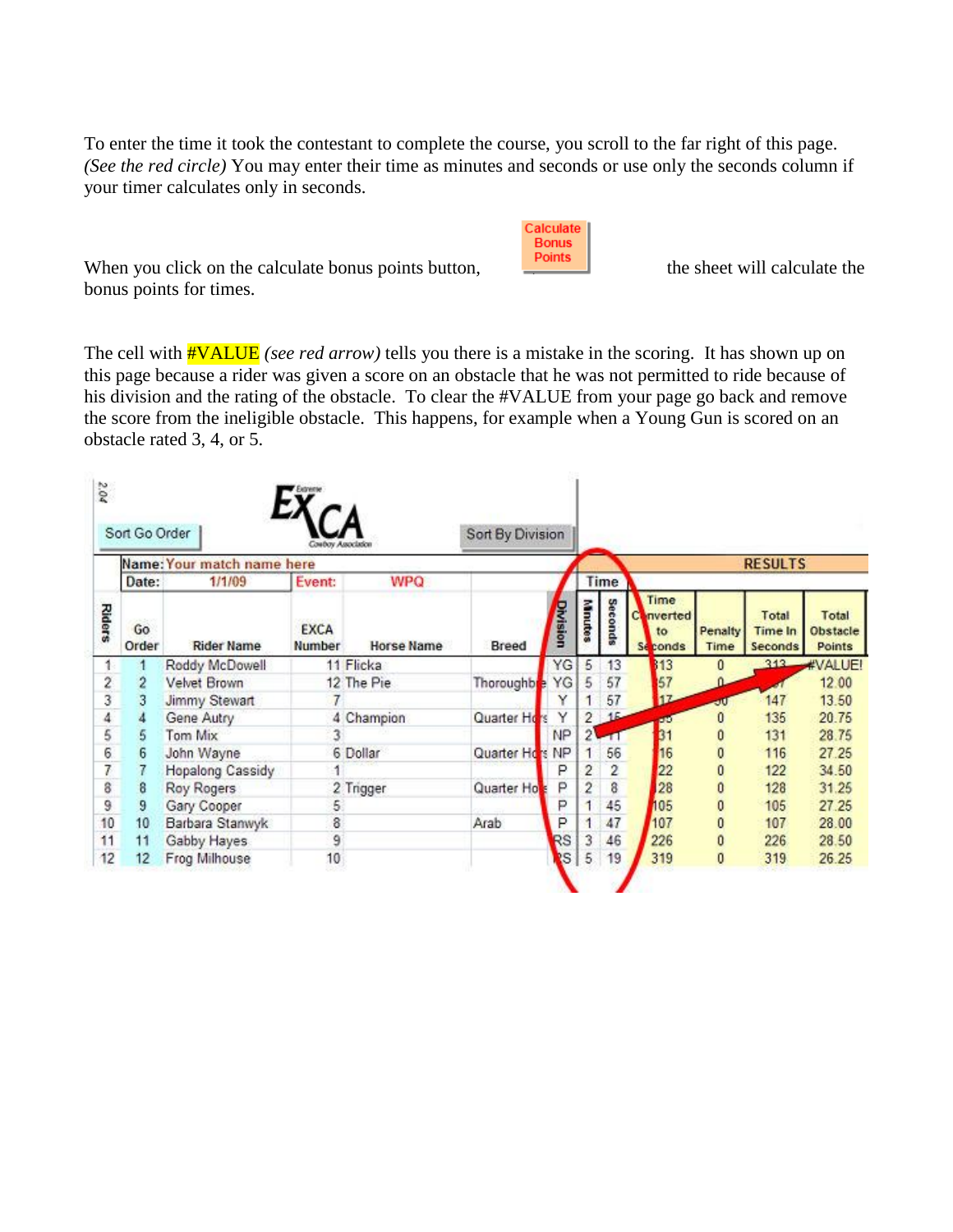To enter the time it took the contestant to complete the course, you scroll to the far right of this page. *(See the red circle)* You may enter their time as minutes and seconds or use only the seconds column if your timer calculates only in seconds.

When you click on the calculate bonus points button, **Calculate Bonus Points** the sheet will calculate the bonus points for times.

The cell with #VALUE *(see red arrow)* tells you there is a mistake in the scoring. It has shown up on this page because a rider was given a score on an obstacle that he was not permitted to ride because of his division and the rating of the obstacle. To clear the #VALUE from your page go back and remove the score from the ineligible obstacle. This happens, for example when a Young Gun is scored on an obstacle rated 3, 4, or 5.

2.04 | Sort Go Order | EXCA Extreme Cowboy Association | Sort By Division

Name: Your match name here
Date: 1/1/09 | Event: WPQ

| Riders | Go Order | Rider Name | EXCA Number | Horse Name | Breed | Division | Minutes | Seconds | Time Converted to Seconds | Penalty Time | Total Time In Seconds | Total Obstacle Points |
|---|---|---|---|---|---|---|---|---|---|---|---|---|
| 1 | 1 | Roddy McDowell | 11 | Flicka | | YG | 5 | 13 | 313 | 0 | 313 | #VALUE! |
| 2 | 2 | Velvet Brown | 12 | The Pie | Thoroughbre | YG | 5 | 57 | 357 | 0 | 357 | 12.00 |
| 3 | 3 | Jimmy Stewart | 7 | | | Y | 1 | 57 | 117 | 30 | 147 | 13.50 |
| 4 | 4 | Gene Autry | 4 | Champion | Quarter Hors | Y | 2 | 15 | 135 | 0 | 135 | 20.75 |
| 5 | 5 | Tom Mix | 3 | | | NP | 2 | 11 | 131 | 0 | 131 | 28.75 |
| 6 | 6 | John Wayne | 6 | Dollar | Quarter Hors | NP | 1 | 56 | 116 | 0 | 116 | 27.25 |
| 7 | 7 | Hopalong Cassidy | 1 | | | P | 2 | 2 | 122 | 0 | 122 | 34.50 |
| 8 | 8 | Roy Rogers | 2 | Trigger | Quarter Hors | P | 2 | 8 | 128 | 0 | 128 | 31.25 |
| 9 | 9 | Gary Cooper | 5 | | | P | 1 | 45 | 105 | 0 | 105 | 27.25 |
| 10 | 10 | Barbara Stanwyk | 8 | | Arab | P | 1 | 47 | 107 | 0 | 107 | 28.00 |
| 11 | 11 | Gabby Hayes | 9 | | | RS | 3 | 46 | 226 | 0 | 226 | 28.50 |
| 12 | 12 | Frog Milhouse | 10 | | | RS | 5 | 19 | 319 | 0 | 319 | 26.25 |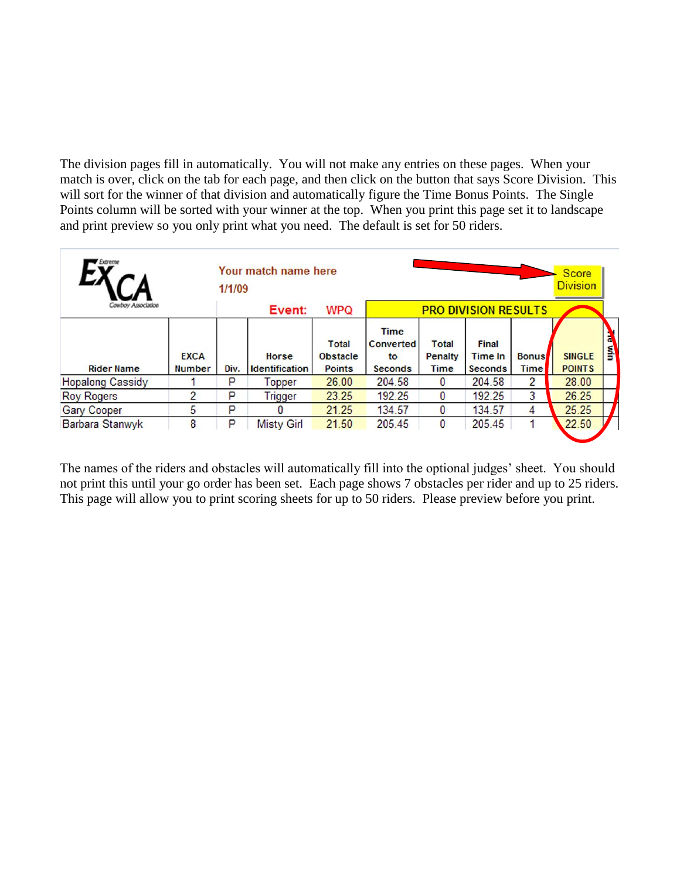The division pages fill in automatically. You will not make any entries on these pages. When your match is over, click on the tab for each page, and then click on the button that says Score Division. This will sort for the winner of that division and automatically figure the Time Bonus Points. The Single Points column will be sorted with your winner at the top. When you print this page set it to landscape and print preview so you only print what you need. The default is set for 50 riders.

EXCA Extreme Cowboy Association

Your match name here
1/1/09

Score Division

Event: WPQ — PRO DIVISION RESULTS

| Rider Name | EXCA Number | Div. | Horse Identification | Total Obstacle Points | Time Converted to Seconds | Total Penalty Time | Final Time In Seconds | Bonus Time | SINGLE POINTS | Tie win |
|---|---|---|---|---|---|---|---|---|---|---|
| Hopalong Cassidy | 1 | P | Topper | 26.00 | 204.58 | 0 | 204.58 | 2 | 28.00 | |
| Roy Rogers | 2 | P | Trigger | 23.25 | 192.25 | 0 | 192.25 | 3 | 26.25 | |
| Gary Cooper | 5 | P | 0 | 21.25 | 134.57 | 0 | 134.57 | 4 | 25.25 | |
| Barbara Stanwyk | 8 | P | Misty Girl | 21.50 | 205.45 | 0 | 205.45 | 1 | 22.50 | |

The names of the riders and obstacles will automatically fill into the optional judges' sheet. You should not print this until your go order has been set. Each page shows 7 obstacles per rider and up to 25 riders. This page will allow you to print scoring sheets for up to 50 riders. Please preview before you print.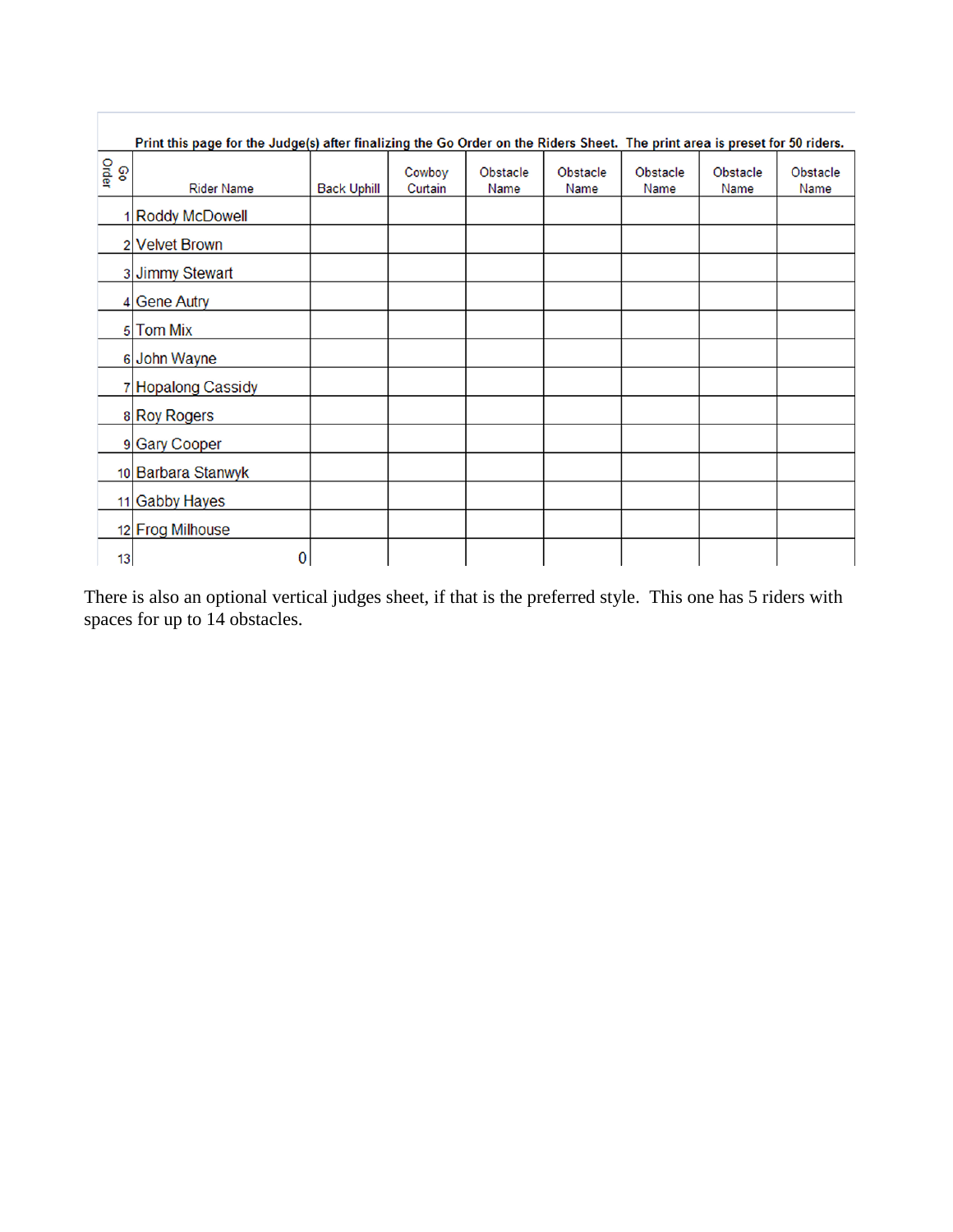Print this page for the Judge(s) after finalizing the Go Order on the Riders Sheet. The print area is preset for 50 riders.

| Go Order | Rider Name | Back Uphill | Cowboy Curtain | Obstacle Name | Obstacle Name | Obstacle Name | Obstacle Name | Obstacle Name |
|---|---|---|---|---|---|---|---|---|
| 1 | Roddy McDowell | | | | | | | |
| 2 | Velvet Brown | | | | | | | |
| 3 | Jimmy Stewart | | | | | | | |
| 4 | Gene Autry | | | | | | | |
| 5 | Tom Mix | | | | | | | |
| 6 | John Wayne | | | | | | | |
| 7 | Hopalong Cassidy | | | | | | | |
| 8 | Roy Rogers | | | | | | | |
| 9 | Gary Cooper | | | | | | | |
| 10 | Barbara Stanwyk | | | | | | | |
| 11 | Gabby Hayes | | | | | | | |
| 12 | Frog Milhouse | | | | | | | |
| 13 | 0 | | | | | | | |

There is also an optional vertical judges sheet, if that is the preferred style. This one has 5 riders with spaces for up to 14 obstacles.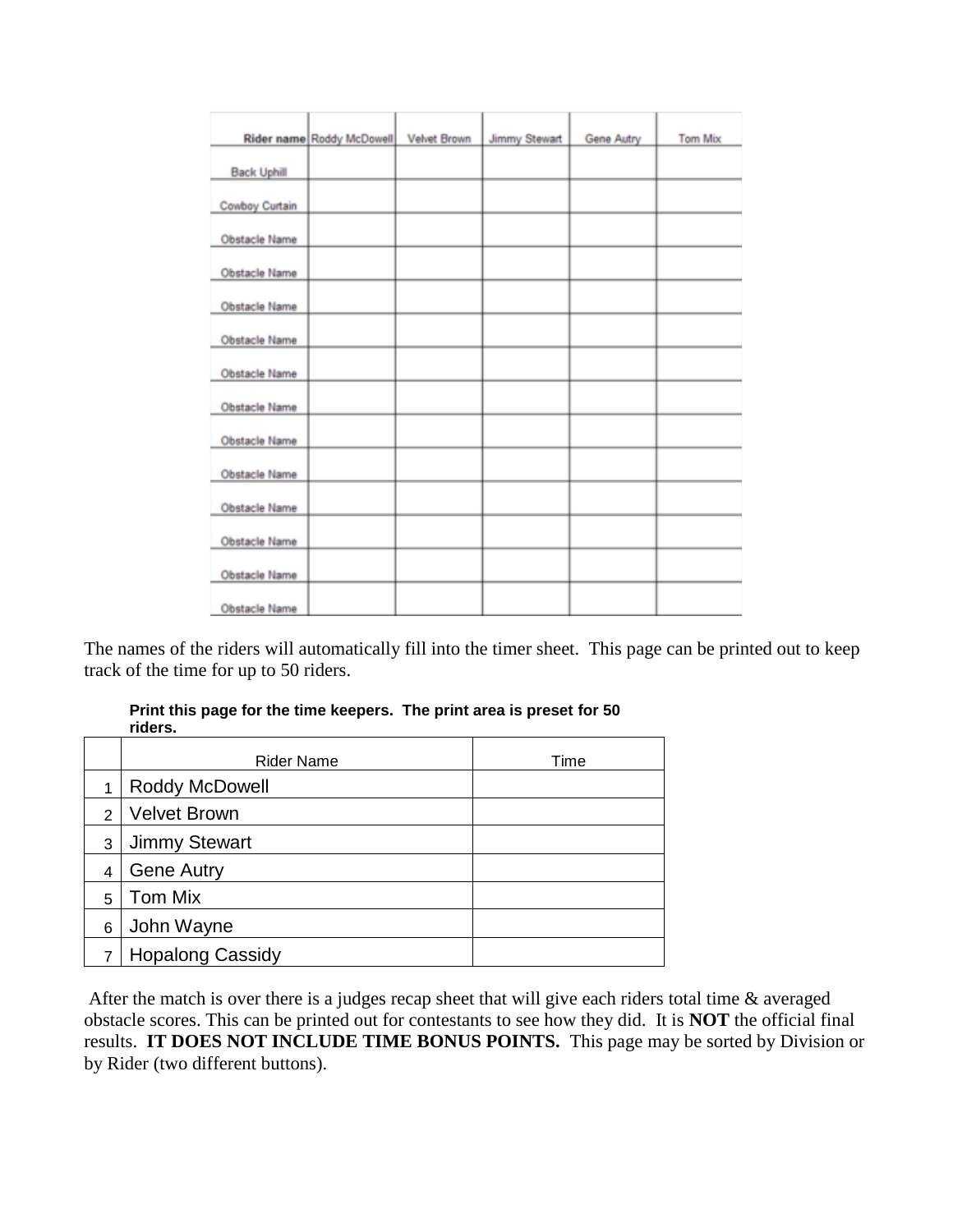| Rider name | Roddy McDowell | Velvet Brown | Jimmy Stewart | Gene Autry | Tom Mix |
| --- | --- | --- | --- | --- | --- |
| Back Uphill | | | | | |
| Cowboy Curtain | | | | | |
| Obstacle Name | | | | | |
| Obstacle Name | | | | | |
| Obstacle Name | | | | | |
| Obstacle Name | | | | | |
| Obstacle Name | | | | | |
| Obstacle Name | | | | | |
| Obstacle Name | | | | | |
| Obstacle Name | | | | | |
| Obstacle Name | | | | | |
| Obstacle Name | | | | | |
| Obstacle Name | | | | | |
| Obstacle Name | | | | | |

The names of the riders will automatically fill into the timer sheet. This page can be printed out to keep track of the time for up to 50 riders.

**Print this page for the time keepers. The print area is preset for 50 riders.**

| | Rider Name | Time |
| --- | --- | --- |
| 1 | Roddy McDowell | |
| 2 | Velvet Brown | |
| 3 | Jimmy Stewart | |
| 4 | Gene Autry | |
| 5 | Tom Mix | |
| 6 | John Wayne | |
| 7 | Hopalong Cassidy | |

After the match is over there is a judges recap sheet that will give each riders total time & averaged obstacle scores. This can be printed out for contestants to see how they did. It is **NOT** the official final results. **IT DOES NOT INCLUDE TIME BONUS POINTS.** This page may be sorted by Division or by Rider (two different buttons).